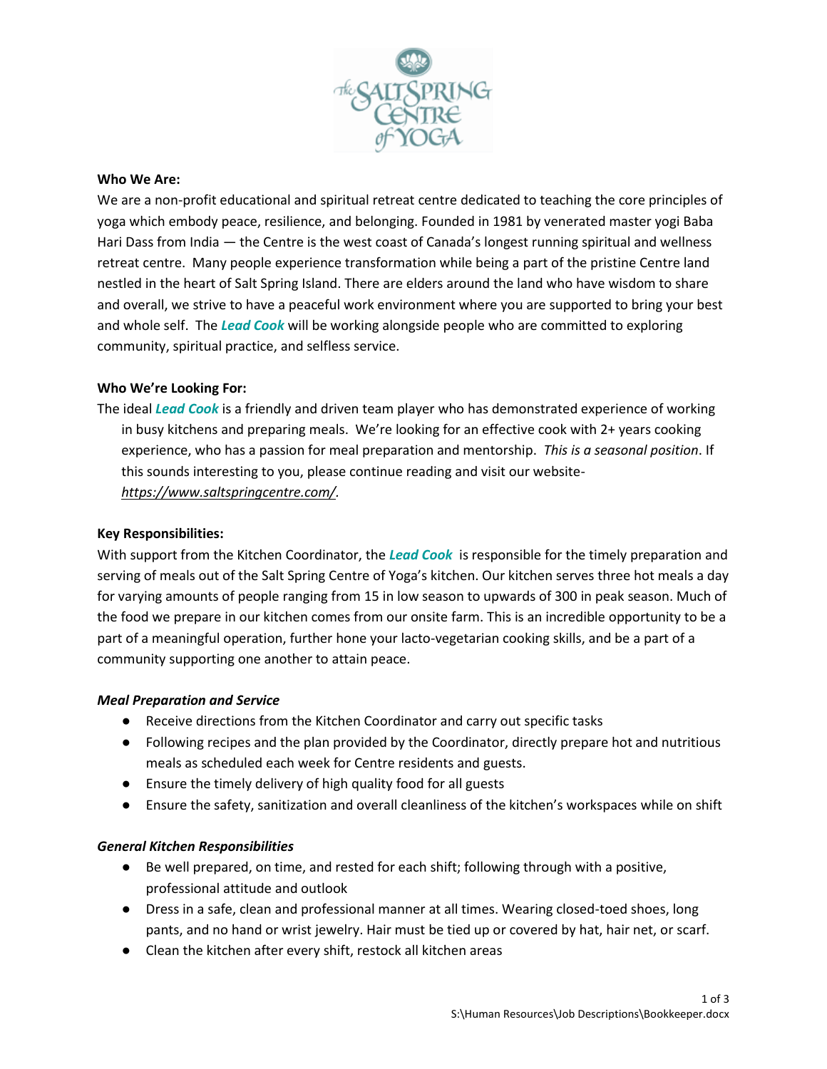**Who We Are:**

We are a non-profit educational and spiritual retreat centre dedicated to teaching the core principles of yoga which embody peace, resilience, and belonging. Founded in 1981 by venerated master yogi Baba Hari Dass from India — the Centre is the west coast of Canada's longest running spiritual and wellness retreat centre. Many people experience transformation while being a part of the pristine Centre land nestled in the heart of Salt Spring Island. There are elders around the land who have wisdom to share and overall, we strive to have a peaceful work environment where you are supported to bring your best and whole self. The ***Lead Cook*** will be working alongside people who are committed to exploring community, spiritual practice, and selfless service.

**Who We're Looking For:**

The ideal ***Lead Cook*** is a friendly and driven team player who has demonstrated experience of working in busy kitchens and preparing meals. We're looking for an effective cook with 2+ years cooking experience, who has a passion for meal preparation and mentorship. *This is a seasonal position*. If this sounds interesting to you, please continue reading and visit our website- *https://www.saltspringcentre.com/*.

**Key Responsibilities:**

With support from the Kitchen Coordinator, the ***Lead Cook*** is responsible for the timely preparation and serving of meals out of the Salt Spring Centre of Yoga's kitchen. Our kitchen serves three hot meals a day for varying amounts of people ranging from 15 in low season to upwards of 300 in peak season. Much of the food we prepare in our kitchen comes from our onsite farm. This is an incredible opportunity to be a part of a meaningful operation, further hone your lacto-vegetarian cooking skills, and be a part of a community supporting one another to attain peace.

***Meal Preparation and Service***

- Receive directions from the Kitchen Coordinator and carry out specific tasks
- Following recipes and the plan provided by the Coordinator, directly prepare hot and nutritious meals as scheduled each week for Centre residents and guests.
- Ensure the timely delivery of high quality food for all guests
- Ensure the safety, sanitization and overall cleanliness of the kitchen's workspaces while on shift

***General Kitchen Responsibilities***

- Be well prepared, on time, and rested for each shift; following through with a positive, professional attitude and outlook
- Dress in a safe, clean and professional manner at all times. Wearing closed-toed shoes, long pants, and no hand or wrist jewelry. Hair must be tied up or covered by hat, hair net, or scarf.
- Clean the kitchen after every shift, restock all kitchen areas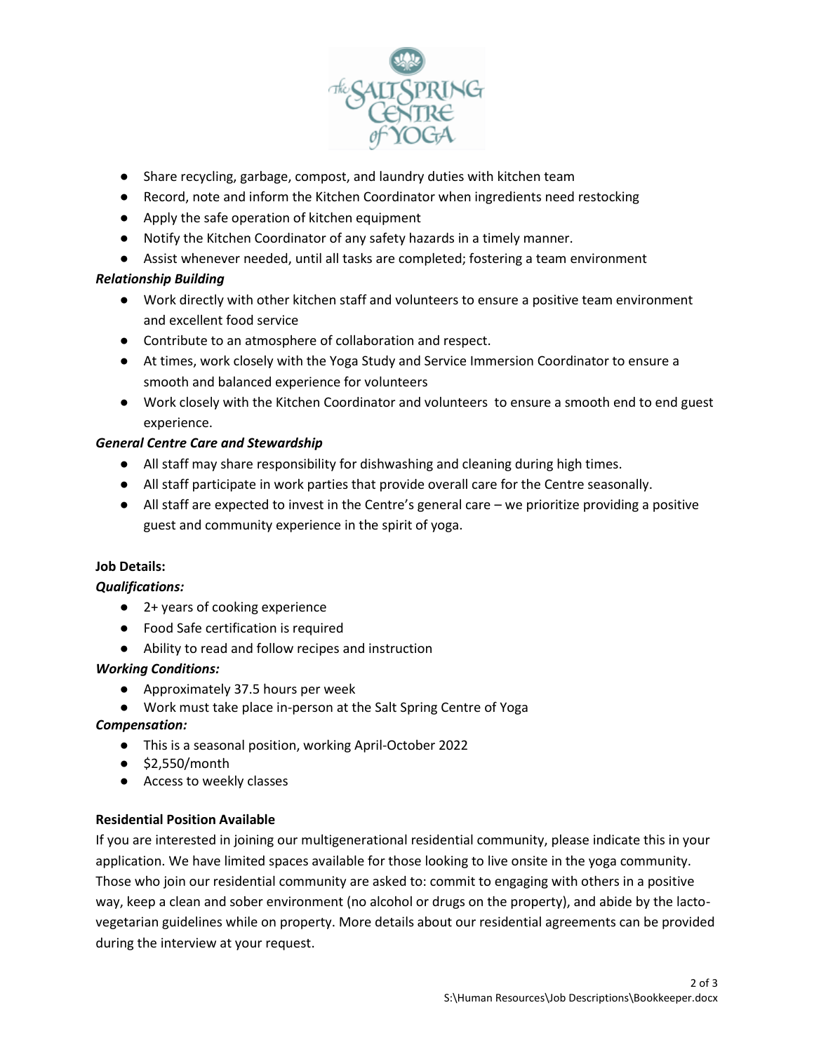- Share recycling, garbage, compost, and laundry duties with kitchen team
- Record, note and inform the Kitchen Coordinator when ingredients need restocking
- Apply the safe operation of kitchen equipment
- Notify the Kitchen Coordinator of any safety hazards in a timely manner.
- Assist whenever needed, until all tasks are completed; fostering a team environment

***Relationship Building***

- Work directly with other kitchen staff and volunteers to ensure a positive team environment and excellent food service
- Contribute to an atmosphere of collaboration and respect.
- At times, work closely with the Yoga Study and Service Immersion Coordinator to ensure a smooth and balanced experience for volunteers
- Work closely with the Kitchen Coordinator and volunteers to ensure a smooth end to end guest experience.

***General Centre Care and Stewardship***

- All staff may share responsibility for dishwashing and cleaning during high times.
- All staff participate in work parties that provide overall care for the Centre seasonally.
- All staff are expected to invest in the Centre's general care – we prioritize providing a positive guest and community experience in the spirit of yoga.

**Job Details:**

***Qualifications:***

- 2+ years of cooking experience
- Food Safe certification is required
- Ability to read and follow recipes and instruction

***Working Conditions:***

- Approximately 37.5 hours per week
- Work must take place in-person at the Salt Spring Centre of Yoga

***Compensation:***

- This is a seasonal position, working April-October 2022
- $2,550/month
- Access to weekly classes

**Residential Position Available**

If you are interested in joining our multigenerational residential community, please indicate this in your application. We have limited spaces available for those looking to live onsite in the yoga community. Those who join our residential community are asked to: commit to engaging with others in a positive way, keep a clean and sober environment (no alcohol or drugs on the property), and abide by the lacto-vegetarian guidelines while on property. More details about our residential agreements can be provided during the interview at your request.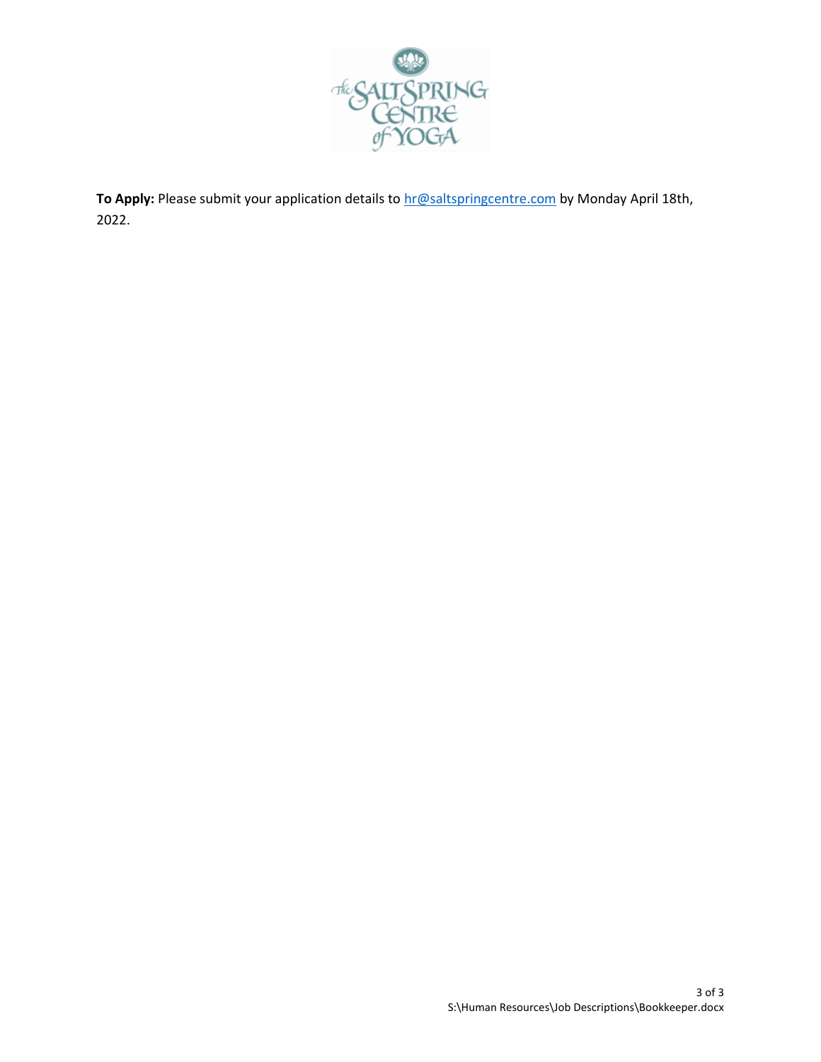**To Apply:** Please submit your application details to hr@saltspringcentre.com by Monday April 18th, 2022.